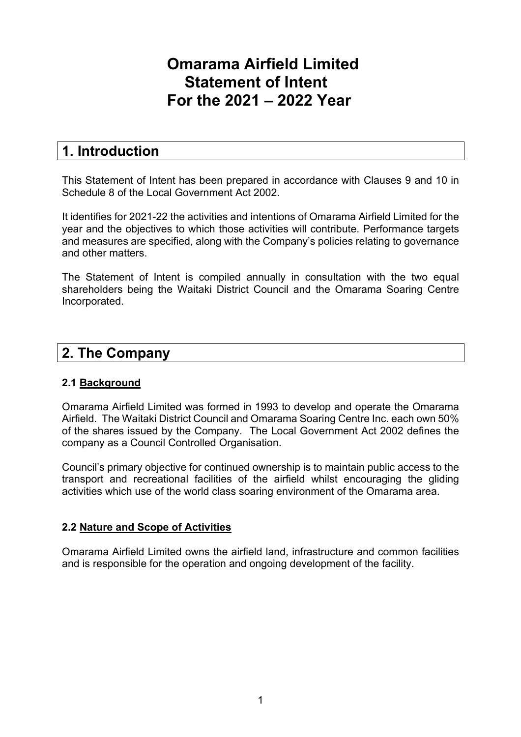# Omarama Airfield Limited Statement of Intent For the 2021 – 2022 Year

## 1. Introduction

This Statement of Intent has been prepared in accordance with Clauses 9 and 10 in Schedule 8 of the Local Government Act 2002.

It identifies for 2021-22 the activities and intentions of Omarama Airfield Limited for the year and the objectives to which those activities will contribute. Performance targets and measures are specified, along with the Company's policies relating to governance and other matters.

The Statement of Intent is compiled annually in consultation with the two equal shareholders being the Waitaki District Council and the Omarama Soaring Centre Incorporated.

## 2. The Company

### 2.1 Background

Omarama Airfield Limited was formed in 1993 to develop and operate the Omarama Airfield. The Waitaki District Council and Omarama Soaring Centre Inc. each own 50% of the shares issued by the Company. The Local Government Act 2002 defines the company as a Council Controlled Organisation.

Council's primary objective for continued ownership is to maintain public access to the transport and recreational facilities of the airfield whilst encouraging the gliding activities which use of the world class soaring environment of the Omarama area.

### 2.2 Nature and Scope of Activities

Omarama Airfield Limited owns the airfield land, infrastructure and common facilities and is responsible for the operation and ongoing development of the facility.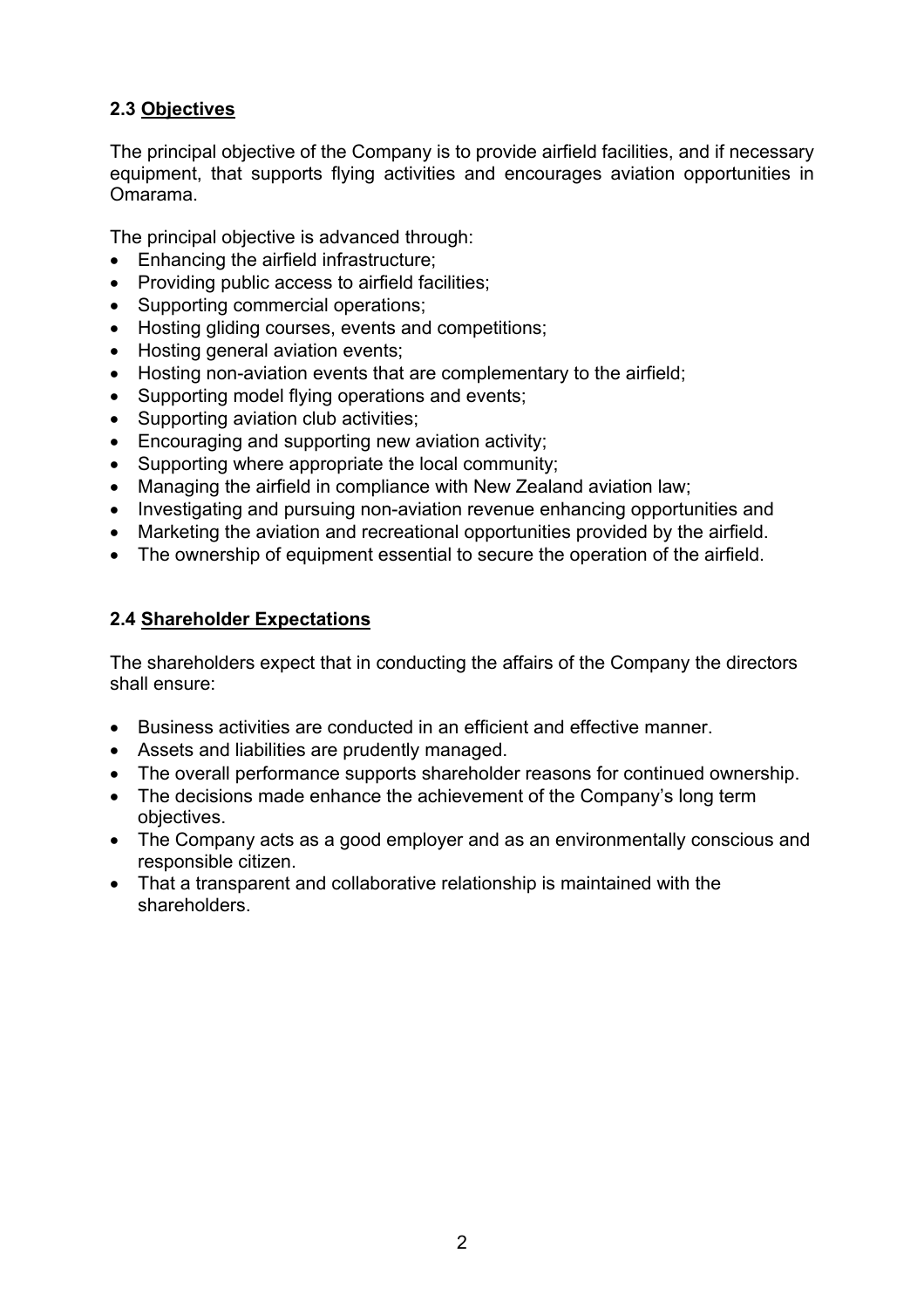### 2.3 <u>Objectives</u>

The principal objective of the Company is to provide airfield facilities, and if necessary equipment, that supports flying activities and encourages aviation opportunities in Omarama.

The principal objective is advanced through:

- Enhancing the airfield infrastructure;
- Providing public access to airfield facilities;
- Supporting commercial operations;
- Hosting gliding courses, events and competitions;
- Hosting general aviation events;
- Hosting non-aviation events that are complementary to the airfield;
- Supporting model flying operations and events;
- Supporting aviation club activities;
- Encouraging and supporting new aviation activity;
- Supporting where appropriate the local community;
- Managing the airfield in compliance with New Zealand aviation law;
- Investigating and pursuing non-aviation revenue enhancing opportunities and
- Marketing the aviation and recreational opportunities provided by the airfield.
- The ownership of equipment essential to secure the operation of the airfield.

### 2.4 <u>Shareholder Expectations</u>

The shareholders expect that in conducting the affairs of the Company the directors shall ensure:

- Business activities are conducted in an efficient and effective manner.
- Assets and liabilities are prudently managed.
- The overall performance supports shareholder reasons for continued ownership.
- The decisions made enhance the achievement of the Company's long term objectives.
- The Company acts as a good employer and as an environmentally conscious and responsible citizen.
- That a transparent and collaborative relationship is maintained with the shareholders.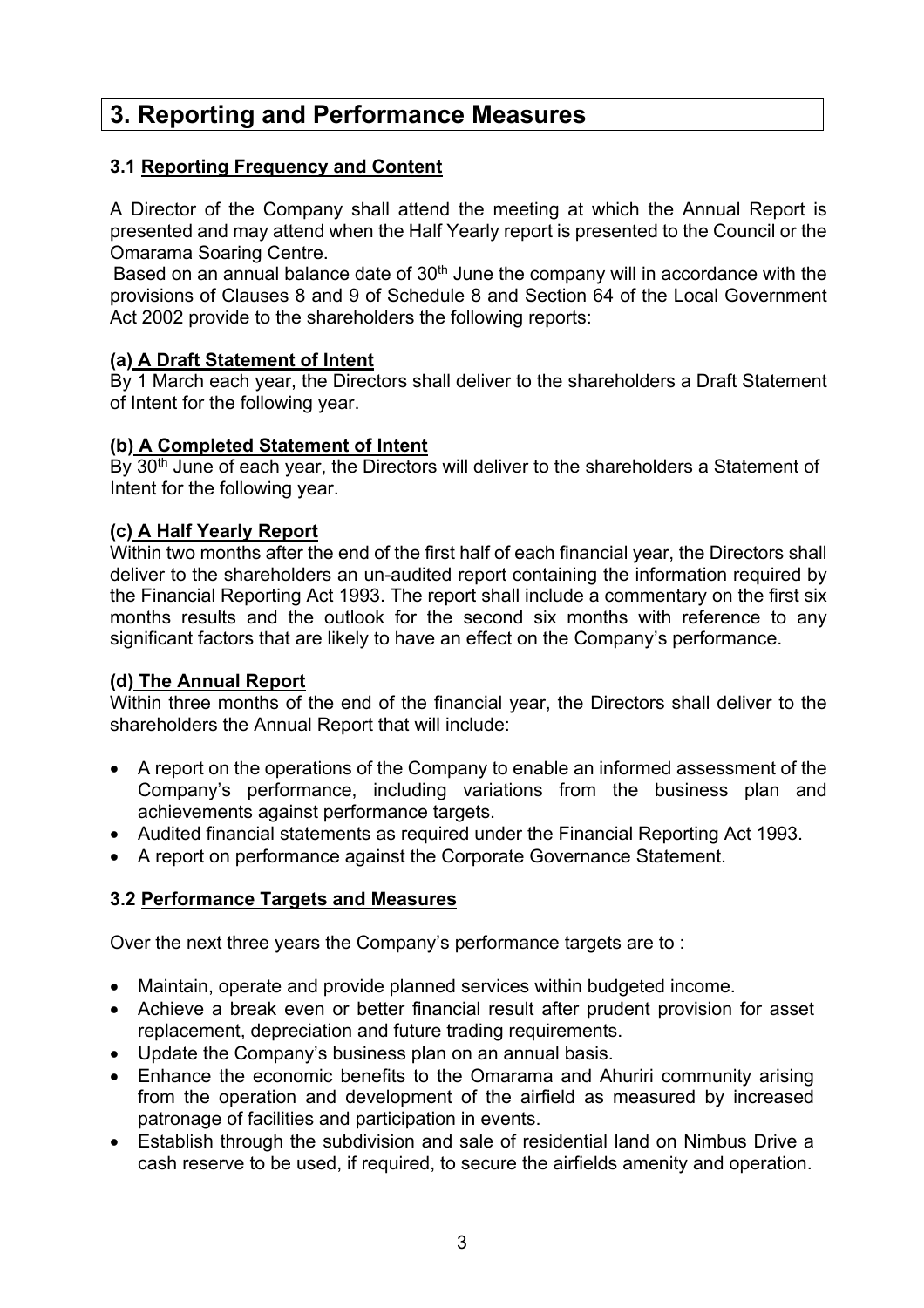# 3. Reporting and Performance Measures

### 3.1 Reporting Frequency and Content

A Director of the Company shall attend the meeting at which the Annual Report is presented and may attend when the Half Yearly report is presented to the Council or the Omarama Soaring Centre.

Based on an annual balance date of 30th June the company will in accordance with the provisions of Clauses 8 and 9 of Schedule 8 and Section 64 of the Local Government Act 2002 provide to the shareholders the following reports:

**(a) A Draft Statement of Intent**

By 1 March each year, the Directors shall deliver to the shareholders a Draft Statement of Intent for the following year.

**(b) A Completed Statement of Intent**

By 30th June of each year, the Directors will deliver to the shareholders a Statement of Intent for the following year.

**(c) A Half Yearly Report**

Within two months after the end of the first half of each financial year, the Directors shall deliver to the shareholders an un-audited report containing the information required by the Financial Reporting Act 1993. The report shall include a commentary on the first six months results and the outlook for the second six months with reference to any significant factors that are likely to have an effect on the Company's performance.

**(d) The Annual Report**

Within three months of the end of the financial year, the Directors shall deliver to the shareholders the Annual Report that will include:

- A report on the operations of the Company to enable an informed assessment of the Company's performance, including variations from the business plan and achievements against performance targets.
- Audited financial statements as required under the Financial Reporting Act 1993.
- A report on performance against the Corporate Governance Statement.

### 3.2 Performance Targets and Measures

Over the next three years the Company's performance targets are to :

- Maintain, operate and provide planned services within budgeted income.
- Achieve a break even or better financial result after prudent provision for asset replacement, depreciation and future trading requirements.
- Update the Company's business plan on an annual basis.
- Enhance the economic benefits to the Omarama and Ahuriri community arising from the operation and development of the airfield as measured by increased patronage of facilities and participation in events.
- Establish through the subdivision and sale of residential land on Nimbus Drive a cash reserve to be used, if required, to secure the airfields amenity and operation.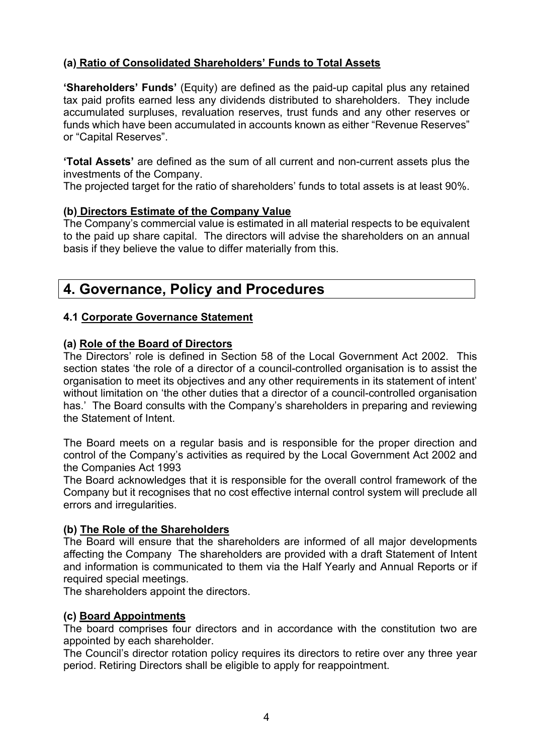### (a) Ratio of Consolidated Shareholders' Funds to Total Assets

**'Shareholders' Funds'** (Equity) are defined as the paid-up capital plus any retained tax paid profits earned less any dividends distributed to shareholders. They include accumulated surpluses, revaluation reserves, trust funds and any other reserves or funds which have been accumulated in accounts known as either "Revenue Reserves" or "Capital Reserves".

**'Total Assets'** are defined as the sum of all current and non-current assets plus the investments of the Company.

The projected target for the ratio of shareholders' funds to total assets is at least 90%.

### (b) Directors Estimate of the Company Value

The Company's commercial value is estimated in all material respects to be equivalent to the paid up share capital. The directors will advise the shareholders on an annual basis if they believe the value to differ materially from this.

# 4. Governance, Policy and Procedures

## 4.1 Corporate Governance Statement

### (a) Role of the Board of Directors

The Directors' role is defined in Section 58 of the Local Government Act 2002. This section states 'the role of a director of a council-controlled organisation is to assist the organisation to meet its objectives and any other requirements in its statement of intent' without limitation on 'the other duties that a director of a council-controlled organisation has.' The Board consults with the Company's shareholders in preparing and reviewing the Statement of Intent.

The Board meets on a regular basis and is responsible for the proper direction and control of the Company's activities as required by the Local Government Act 2002 and the Companies Act 1993

The Board acknowledges that it is responsible for the overall control framework of the Company but it recognises that no cost effective internal control system will preclude all errors and irregularities.

### (b) The Role of the Shareholders

The Board will ensure that the shareholders are informed of all major developments affecting the Company The shareholders are provided with a draft Statement of Intent and information is communicated to them via the Half Yearly and Annual Reports or if required special meetings.

The shareholders appoint the directors.

### (c) Board Appointments

The board comprises four directors and in accordance with the constitution two are appointed by each shareholder.

The Council's director rotation policy requires its directors to retire over any three year period. Retiring Directors shall be eligible to apply for reappointment.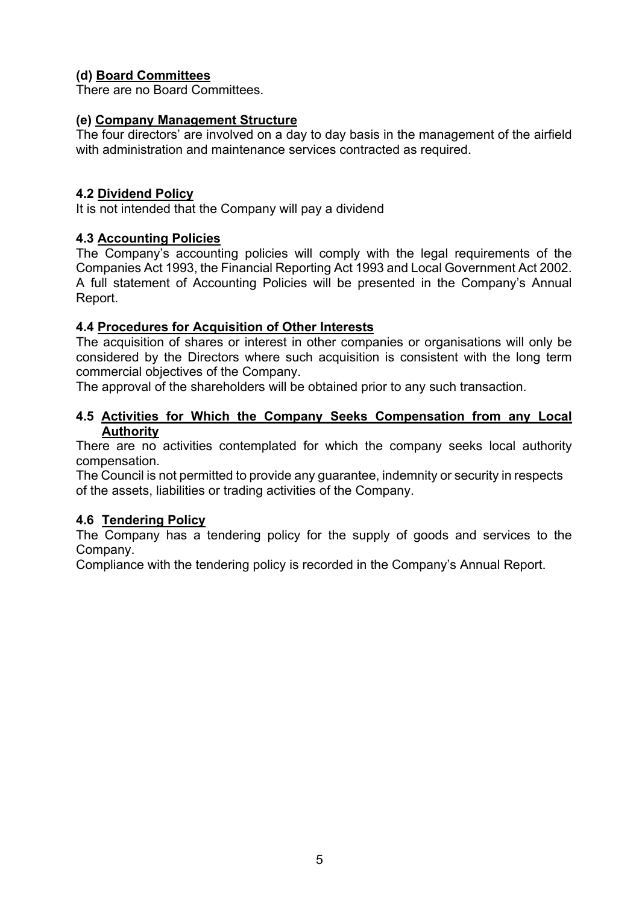**(d) Board Committees**

There are no Board Committees.

**(e) Company Management Structure**

The four directors' are involved on a day to day basis in the management of the airfield with administration and maintenance services contracted as required.

## 4.2 Dividend Policy

It is not intended that the Company will pay a dividend

## 4.3 Accounting Policies

The Company's accounting policies will comply with the legal requirements of the Companies Act 1993, the Financial Reporting Act 1993 and Local Government Act 2002. A full statement of Accounting Policies will be presented in the Company's Annual Report.

## 4.4 Procedures for Acquisition of Other Interests

The acquisition of shares or interest in other companies or organisations will only be considered by the Directors where such acquisition is consistent with the long term commercial objectives of the Company.

The approval of the shareholders will be obtained prior to any such transaction.

## 4.5 Activities for Which the Company Seeks Compensation from any Local Authority

There are no activities contemplated for which the company seeks local authority compensation.

The Council is not permitted to provide any guarantee, indemnity or security in respects of the assets, liabilities or trading activities of the Company.

## 4.6 Tendering Policy

The Company has a tendering policy for the supply of goods and services to the Company.

Compliance with the tendering policy is recorded in the Company's Annual Report.